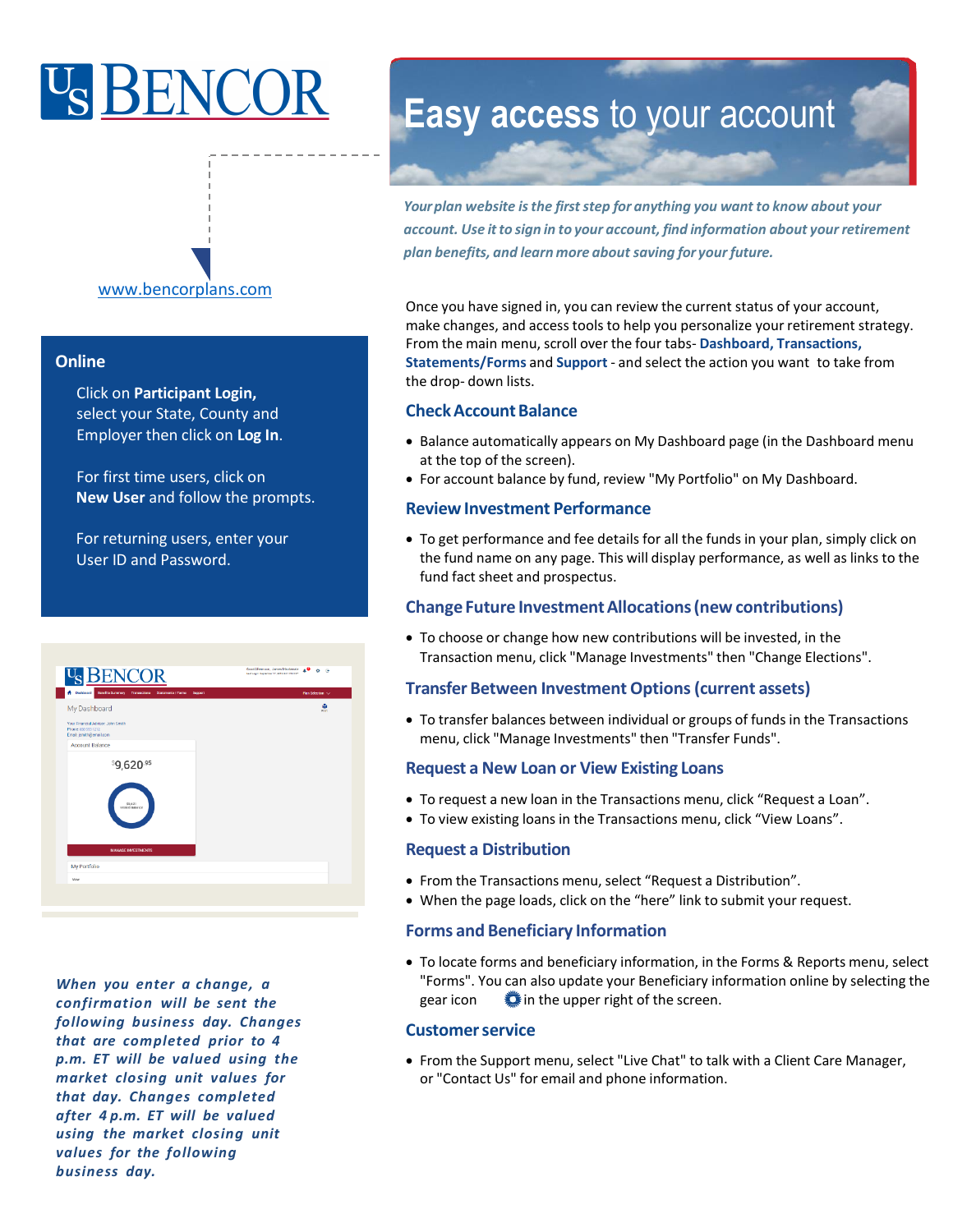US BENCOR

www.bencorplans.com

## Online

Click on **Participant Login,** select your State, County and Employer then click on **Log In**.

For first time users, click on **New User** and follow the prompts.

For returning users, enter your User ID and Password.

***When you enter a change, a confirmation will be sent the following business day. Changes that are completed prior to 4 p.m. ET will be valued using the market closing unit values for that day. Changes completed after 4 p.m. ET will be valued using the market closing unit values for the following business day.***

# Easy access to your account

***Your plan website is the first step for anything you want to know about your account. Use it to sign in to your account, find information about your retirement plan benefits, and learn more about saving for your future.***

Once you have signed in, you can review the current status of your account, make changes, and access tools to help you personalize your retirement strategy. From the main menu, scroll over the four tabs- **Dashboard, Transactions, Statements/Forms** and **Support** - and select the action you want to take from the drop- down lists.

## Check Account Balance

- Balance automatically appears on My Dashboard page (in the Dashboard menu at the top of the screen).
- For account balance by fund, review "My Portfolio" on My Dashboard.

## Review Investment Performance

- To get performance and fee details for all the funds in your plan, simply click on the fund name on any page. This will display performance, as well as links to the fund fact sheet and prospectus.

## Change Future Investment Allocations (new contributions)

- To choose or change how new contributions will be invested, in the Transaction menu, click "Manage Investments" then "Change Elections".

## Transfer Between Investment Options (current assets)

- To transfer balances between individual or groups of funds in the Transactions menu, click "Manage Investments" then "Transfer Funds".

## Request a New Loan or View Existing Loans

- To request a new loan in the Transactions menu, click “Request a Loan”.
- To view existing loans in the Transactions menu, click “View Loans”.

## Request a Distribution

- From the Transactions menu, select “Request a Distribution”.
- When the page loads, click on the “here” link to submit your request.

## Forms and Beneficiary Information

- To locate forms and beneficiary information, in the Forms & Reports menu, select "Forms". You can also update your Beneficiary information online by selecting the gear icon in the upper right of the screen.

## Customer service

- From the Support menu, select "Live Chat" to talk with a Client Care Manager, or "Contact Us" for email and phone information.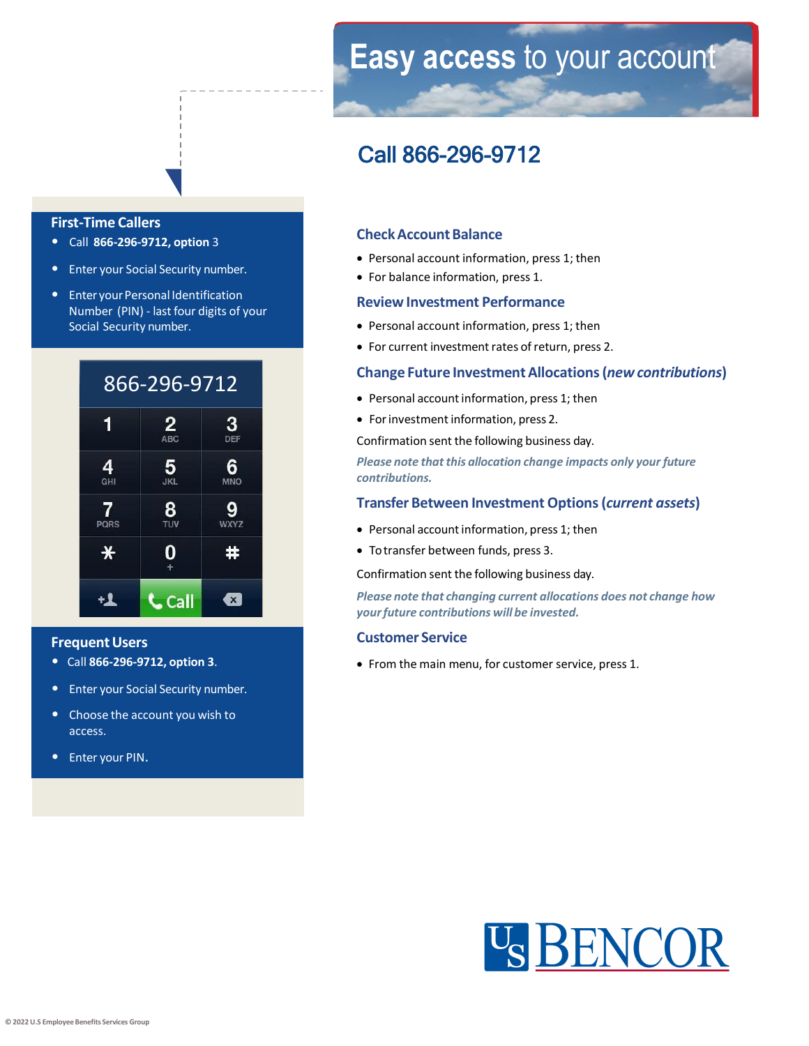# Easy access to your account

## Call 866-296-9712

### First-Time Callers

- Call **866-296-9712, option** 3
- Enter your Social Security number.
- Enter your Personal Identification Number (PIN) - last four digits of your Social Security number.

866-296-9712

1
2 ABC
3 DEF
4 GHI
5 JKL
6 MNO
7 PQRS
8 TUV
9 WXYZ
*
0 +
#
Call

### Frequent Users

- Call **866-296-9712, option 3**.
- Enter your Social Security number.
- Choose the account you wish to access.
- Enter your PIN.

### Check Account Balance

- Personal account information, press 1; then
- For balance information, press 1.

### Review Investment Performance

- Personal account information, press 1; then
- For current investment rates of return, press 2.

### Change Future Investment Allocations (*new contributions*)

- Personal account information, press 1; then
- For investment information, press 2.

Confirmation sent the following business day.

***Please note that this allocation change impacts only your future contributions.***

### Transfer Between Investment Options (*current assets*)

- Personal account information, press 1; then
- To transfer between funds, press 3.

Confirmation sent the following business day.

***Please note that changing current allocations does not change how your future contributions will be invested.***

### Customer Service

- From the main menu, for customer service, press 1.

US BENCOR

© 2022 U.S Employee Benefits Services Group